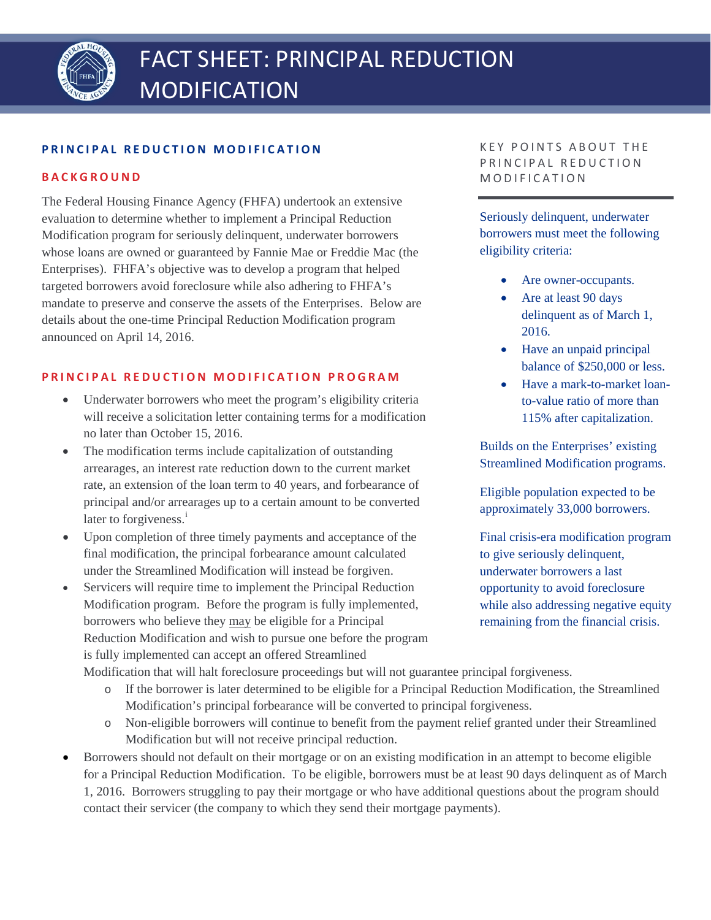# FACT SHEET: PRINCIPAL REDUCTION MODIFICATION

## PRINCIPAL REDUCTION MODIFICATION

### BACKGROUND

The Federal Housing Finance Agency (FHFA) undertook an extensive evaluation to determine whether to implement a Principal Reduction Modification program for seriously delinquent, underwater borrowers whose loans are owned or guaranteed by Fannie Mae or Freddie Mac (the Enterprises). FHFA's objective was to develop a program that helped targeted borrowers avoid foreclosure while also adhering to FHFA's mandate to preserve and conserve the assets of the Enterprises. Below are details about the one-time Principal Reduction Modification program announced on April 14, 2016.

### PRINCIPAL REDUCTION MODIFICATION PROGRAM

- Underwater borrowers who meet the program's eligibility criteria will receive a solicitation letter containing terms for a modification no later than October 15, 2016.
- The modification terms include capitalization of outstanding arrearages, an interest rate reduction down to the current market rate, an extension of the loan term to 40 years, and forbearance of principal and/or arrearages up to a certain amount to be converted later to forgiveness.[i]
- Upon completion of three timely payments and acceptance of the final modification, the principal forbearance amount calculated under the Streamlined Modification will instead be forgiven.
- Servicers will require time to implement the Principal Reduction Modification program. Before the program is fully implemented, borrowers who believe they <u>may</u> be eligible for a Principal Reduction Modification and wish to pursue one before the program is fully implemented can accept an offered Streamlined Modification that will halt foreclosure proceedings but will not guarantee principal forgiveness.
  - If the borrower is later determined to be eligible for a Principal Reduction Modification, the Streamlined Modification's principal forbearance will be converted to principal forgiveness.
  - Non-eligible borrowers will continue to benefit from the payment relief granted under their Streamlined Modification but will not receive principal reduction.
- Borrowers should not default on their mortgage or on an existing modification in an attempt to become eligible for a Principal Reduction Modification. To be eligible, borrowers must be at least 90 days delinquent as of March 1, 2016. Borrowers struggling to pay their mortgage or who have additional questions about the program should contact their servicer (the company to which they send their mortgage payments).

### KEY POINTS ABOUT THE PRINCIPAL REDUCTION MODIFICATION

Seriously delinquent, underwater borrowers must meet the following eligibility criteria:

- Are owner-occupants.
- Are at least 90 days delinquent as of March 1, 2016.
- Have an unpaid principal balance of $250,000 or less.
- Have a mark-to-market loan-to-value ratio of more than 115% after capitalization.

Builds on the Enterprises' existing Streamlined Modification programs.

Eligible population expected to be approximately 33,000 borrowers.

Final crisis-era modification program to give seriously delinquent, underwater borrowers a last opportunity to avoid foreclosure while also addressing negative equity remaining from the financial crisis.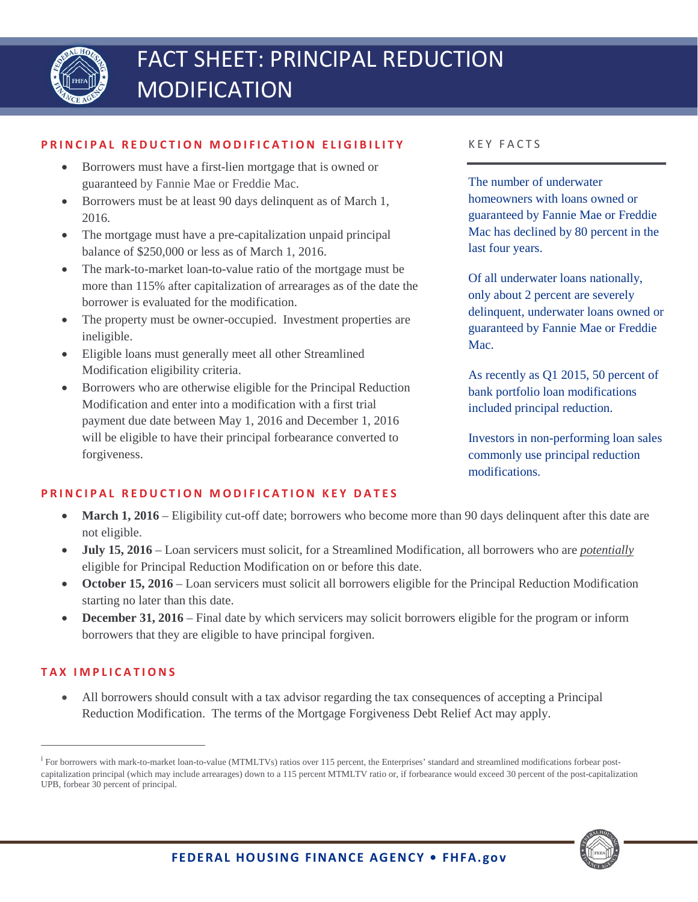# FACT SHEET: PRINCIPAL REDUCTION MODIFICATION

## PRINCIPAL REDUCTION MODIFICATION ELIGIBILITY

- Borrowers must have a first-lien mortgage that is owned or guaranteed by Fannie Mae or Freddie Mac.
- Borrowers must be at least 90 days delinquent as of March 1, 2016.
- The mortgage must have a pre-capitalization unpaid principal balance of $250,000 or less as of March 1, 2016.
- The mark-to-market loan-to-value ratio of the mortgage must be more than 115% after capitalization of arrearages as of the date the borrower is evaluated for the modification.
- The property must be owner-occupied. Investment properties are ineligible.
- Eligible loans must generally meet all other Streamlined Modification eligibility criteria.
- Borrowers who are otherwise eligible for the Principal Reduction Modification and enter into a modification with a first trial payment due date between May 1, 2016 and December 1, 2016 will be eligible to have their principal forbearance converted to forgiveness.

## KEY FACTS

The number of underwater homeowners with loans owned or guaranteed by Fannie Mae or Freddie Mac has declined by 80 percent in the last four years.

Of all underwater loans nationally, only about 2 percent are severely delinquent, underwater loans owned or guaranteed by Fannie Mae or Freddie Mac.

As recently as Q1 2015, 50 percent of bank portfolio loan modifications included principal reduction.

Investors in non-performing loan sales commonly use principal reduction modifications.

## PRINCIPAL REDUCTION MODIFICATION KEY DATES

- **March 1, 2016** – Eligibility cut-off date; borrowers who become more than 90 days delinquent after this date are not eligible.
- **July 15, 2016** – Loan servicers must solicit, for a Streamlined Modification, all borrowers who are *potentially* eligible for Principal Reduction Modification on or before this date.
- **October 15, 2016** – Loan servicers must solicit all borrowers eligible for the Principal Reduction Modification starting no later than this date.
- **December 31, 2016** – Final date by which servicers may solicit borrowers eligible for the program or inform borrowers that they are eligible to have principal forgiven.

## TAX IMPLICATIONS

- All borrowers should consult with a tax advisor regarding the tax consequences of accepting a Principal Reduction Modification. The terms of the Mortgage Forgiveness Debt Relief Act may apply.

---

[i] For borrowers with mark-to-market loan-to-value (MTMLTVs) ratios over 115 percent, the Enterprises' standard and streamlined modifications forbear post-capitalization principal (which may include arrearages) down to a 115 percent MTMLTV ratio or, if forbearance would exceed 30 percent of the post-capitalization UPB, forbear 30 percent of principal.